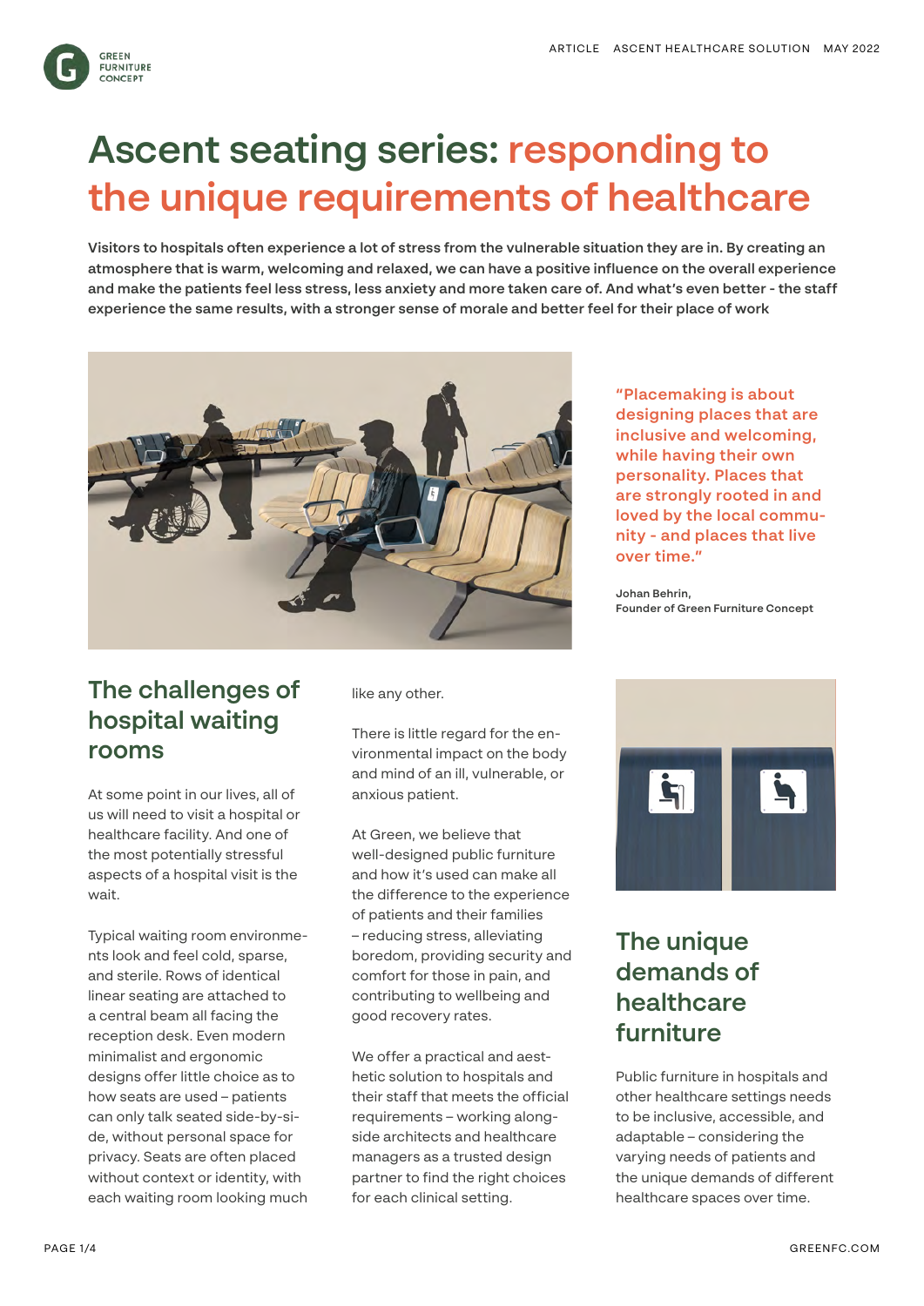# Ascent seating series: responding to the unique requirements of healthcare

**Visitors to hospitals often experience a lot of stress from the vulnerable situation they are in. By creating an atmosphere that is warm, welcoming and relaxed, we can have a positive influence on the overall experience and make the patients feel less stress, less anxiety and more taken care of. And what's even better - the staff experience the same results, with a stronger sense of morale and better feel for their place of work**

"Placemaking is about designing places that are inclusive and welcoming, while having their own personality. Places that are strongly rooted in and loved by the local community - and places that live over time."

Johan Behrin,
Founder of Green Furniture Concept

## The challenges of hospital waiting rooms

At some point in our lives, all of us will need to visit a hospital or healthcare facility. And one of the most potentially stressful aspects of a hospital visit is the wait.

Typical waiting room environments look and feel cold, sparse, and sterile. Rows of identical linear seating are attached to a central beam all facing the reception desk. Even modern minimalist and ergonomic designs offer little choice as to how seats are used – patients can only talk seated side-by-side, without personal space for privacy. Seats are often placed without context or identity, with each waiting room looking much like any other.

There is little regard for the environmental impact on the body and mind of an ill, vulnerable, or anxious patient.

At Green, we believe that well-designed public furniture and how it's used can make all the difference to the experience of patients and their families – reducing stress, alleviating boredom, providing security and comfort for those in pain, and contributing to wellbeing and good recovery rates.

We offer a practical and aesthetic solution to hospitals and their staff that meets the official requirements – working alongside architects and healthcare managers as a trusted design partner to find the right choices for each clinical setting.

## The unique demands of healthcare furniture

Public furniture in hospitals and other healthcare settings needs to be inclusive, accessible, and adaptable – considering the varying needs of patients and the unique demands of different healthcare spaces over time.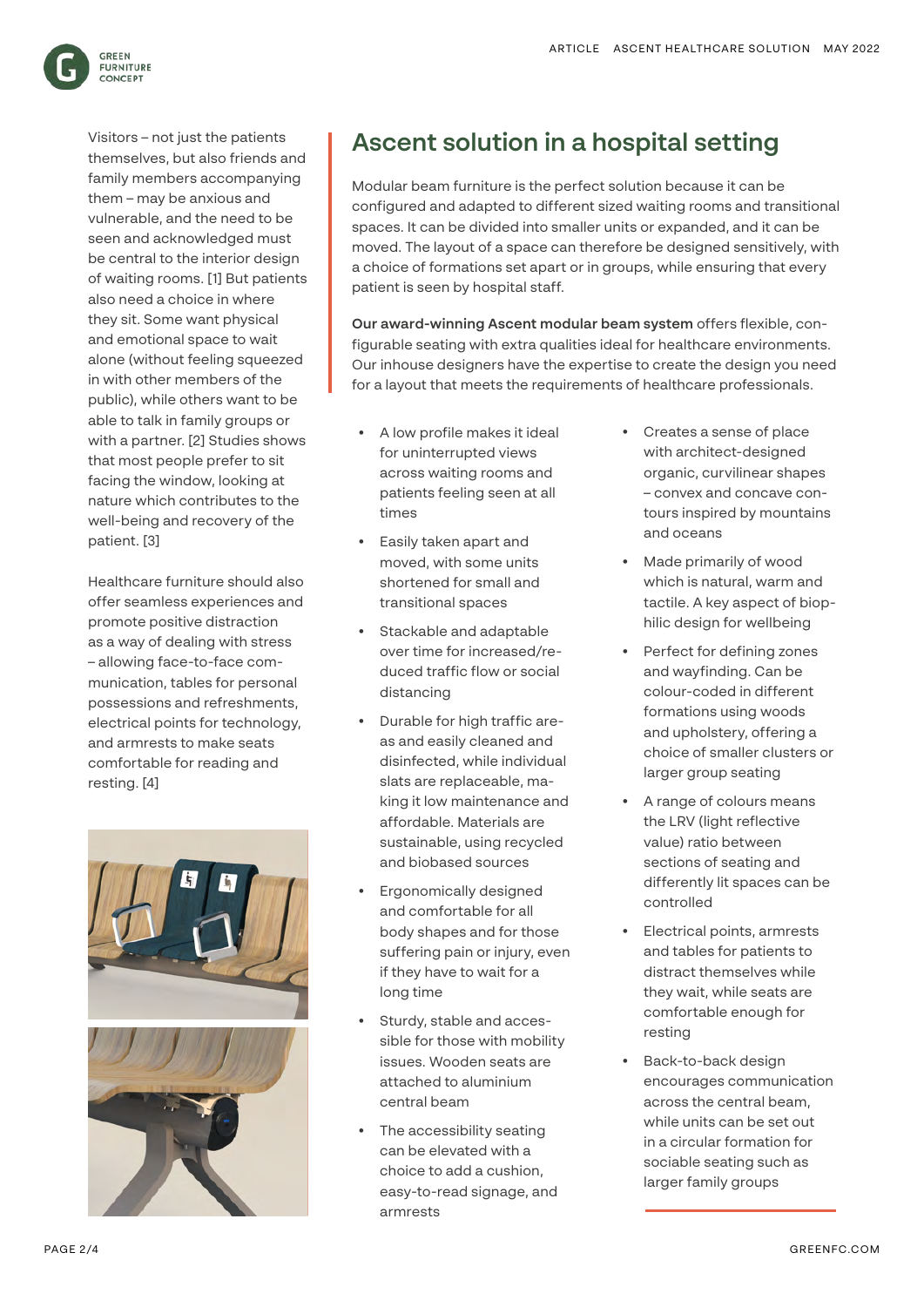Visitors – not just the patients themselves, but also friends and family members accompanying them – may be anxious and vulnerable, and the need to be seen and acknowledged must be central to the interior design of waiting rooms. [1] But patients also need a choice in where they sit. Some want physical and emotional space to wait alone (without feeling squeezed in with other members of the public), while others want to be able to talk in family groups or with a partner. [2] Studies shows that most people prefer to sit facing the window, looking at nature which contributes to the well-being and recovery of the patient. [3]

Healthcare furniture should also offer seamless experiences and promote positive distraction as a way of dealing with stress – allowing face-to-face communication, tables for personal possessions and refreshments, electrical points for technology, and armrests to make seats comfortable for reading and resting. [4]

## Ascent solution in a hospital setting

Modular beam furniture is the perfect solution because it can be configured and adapted to different sized waiting rooms and transitional spaces. It can be divided into smaller units or expanded, and it can be moved. The layout of a space can therefore be designed sensitively, with a choice of formations set apart or in groups, while ensuring that every patient is seen by hospital staff.

**Our award-winning Ascent modular beam system** offers flexible, configurable seating with extra qualities ideal for healthcare environments. Our inhouse designers have the expertise to create the design you need for a layout that meets the requirements of healthcare professionals.

- A low profile makes it ideal for uninterrupted views across waiting rooms and patients feeling seen at all times
- Easily taken apart and moved, with some units shortened for small and transitional spaces
- Stackable and adaptable over time for increased/reduced traffic flow or social distancing
- Durable for high traffic areas and easily cleaned and disinfected, while individual slats are replaceable, making it low maintenance and affordable. Materials are sustainable, using recycled and biobased sources
- Ergonomically designed and comfortable for all body shapes and for those suffering pain or injury, even if they have to wait for a long time
- Sturdy, stable and accessible for those with mobility issues. Wooden seats are attached to aluminium central beam
- The accessibility seating can be elevated with a choice to add a cushion, easy-to-read signage, and armrests
- Creates a sense of place with architect-designed organic, curvilinear shapes – convex and concave contours inspired by mountains and oceans
- Made primarily of wood which is natural, warm and tactile. A key aspect of biophilic design for wellbeing
- Perfect for defining zones and wayfinding. Can be colour-coded in different formations using woods and upholstery, offering a choice of smaller clusters or larger group seating
- A range of colours means the LRV (light reflective value) ratio between sections of seating and differently lit spaces can be controlled
- Electrical points, armrests and tables for patients to distract themselves while they wait, while seats are comfortable enough for resting
- Back-to-back design encourages communication across the central beam, while units can be set out in a circular formation for sociable seating such as larger family groups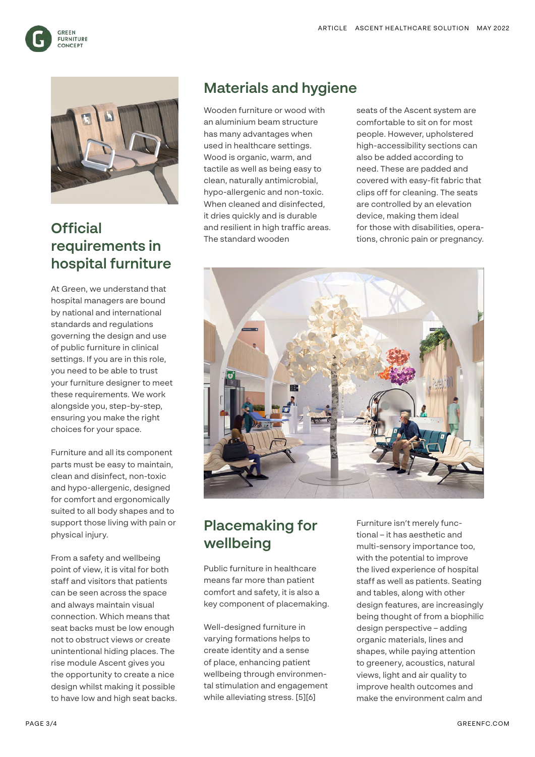## Official requirements in hospital furniture

At Green, we understand that hospital managers are bound by national and international standards and regulations governing the design and use of public furniture in clinical settings. If you are in this role, you need to be able to trust your furniture designer to meet these requirements. We work alongside you, step-by-step, ensuring you make the right choices for your space.

Furniture and all its component parts must be easy to maintain, clean and disinfect, non-toxic and hypo-allergenic, designed for comfort and ergonomically suited to all body shapes and to support those living with pain or physical injury.

From a safety and wellbeing point of view, it is vital for both staff and visitors that patients can be seen across the space and always maintain visual connection. Which means that seat backs must be low enough not to obstruct views or create unintentional hiding places. The rise module Ascent gives you the opportunity to create a nice design whilst making it possible to have low and high seat backs.

## Materials and hygiene

Wooden furniture or wood with an aluminium beam structure has many advantages when used in healthcare settings. Wood is organic, warm, and tactile as well as being easy to clean, naturally antimicrobial, hypo-allergenic and non-toxic. When cleaned and disinfected, it dries quickly and is durable and resilient in high traffic areas. The standard wooden seats of the Ascent system are comfortable to sit on for most people. However, upholstered high-accessibility sections can also be added according to need. These are padded and covered with easy-fit fabric that clips off for cleaning. The seats are controlled by an elevation device, making them ideal for those with disabilities, operations, chronic pain or pregnancy.

## Placemaking for wellbeing

Public furniture in healthcare means far more than patient comfort and safety, it is also a key component of placemaking.

Well-designed furniture in varying formations helps to create identity and a sense of place, enhancing patient wellbeing through environmental stimulation and engagement while alleviating stress. [5][6]

Furniture isn't merely functional – it has aesthetic and multi-sensory importance too, with the potential to improve the lived experience of hospital staff as well as patients. Seating and tables, along with other design features, are increasingly being thought of from a biophilic design perspective – adding organic materials, lines and shapes, while paying attention to greenery, acoustics, natural views, light and air quality to improve health outcomes and make the environment calm and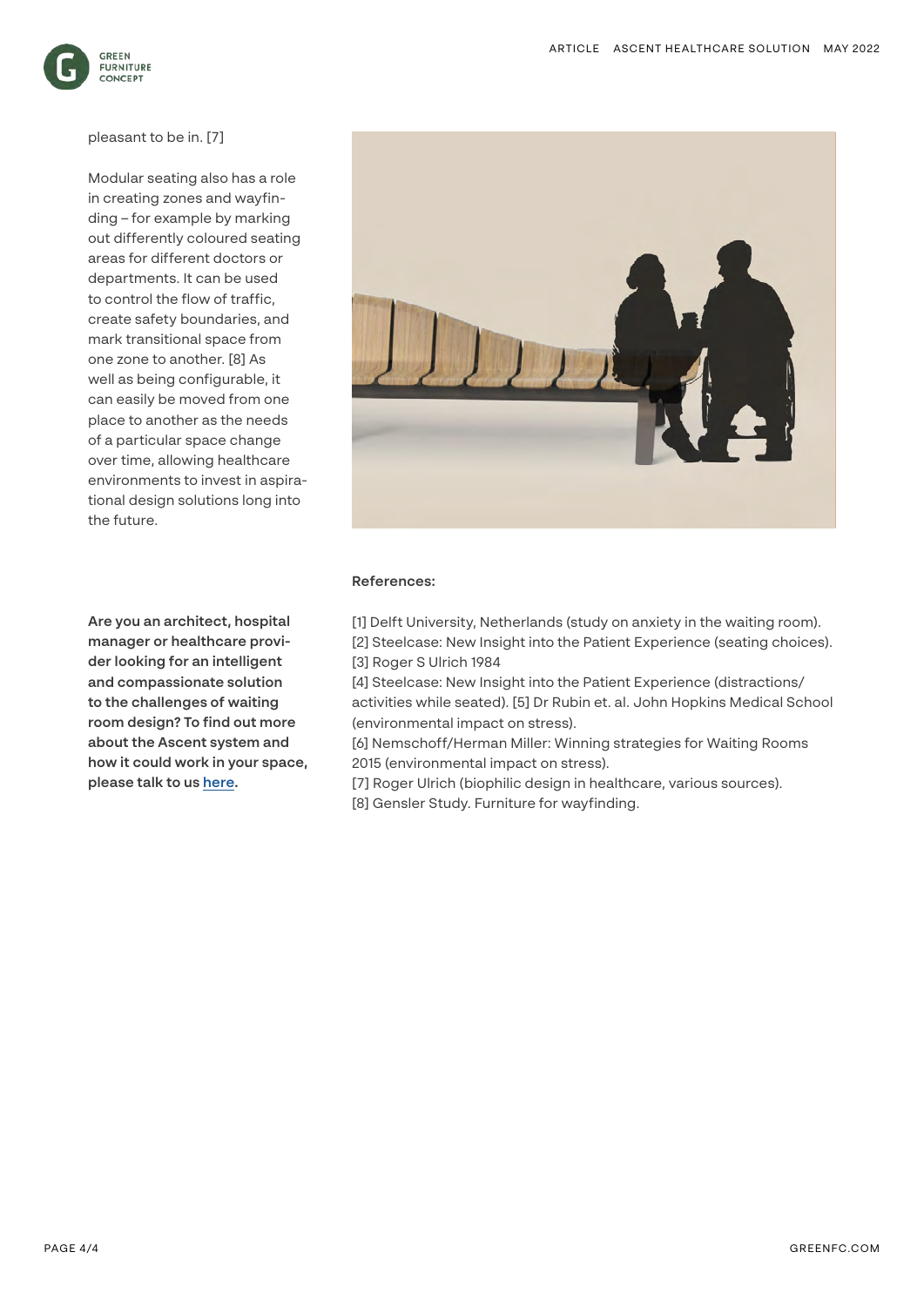pleasant to be in. [7]

Modular seating also has a role in creating zones and wayfinding – for example by marking out differently coloured seating areas for different doctors or departments. It can be used to control the flow of traffic, create safety boundaries, and mark transitional space from one zone to another. [8] As well as being configurable, it can easily be moved from one place to another as the needs of a particular space change over time, allowing healthcare environments to invest in aspirational design solutions long into the future.

**Are you an architect, hospital manager or healthcare provider looking for an intelligent and compassionate solution to the challenges of waiting room design? To find out more about the Ascent system and how it could work in your space, please talk to us here.**

**References:**

[1] Delft University, Netherlands (study on anxiety in the waiting room).
[2] Steelcase: New Insight into the Patient Experience (seating choices).
[3] Roger S Ulrich 1984
[4] Steelcase: New Insight into the Patient Experience (distractions/activities while seated). [5] Dr Rubin et. al. John Hopkins Medical School (environmental impact on stress).
[6] Nemschoff/Herman Miller: Winning strategies for Waiting Rooms 2015 (environmental impact on stress).
[7] Roger Ulrich (biophilic design in healthcare, various sources).
[8] Gensler Study. Furniture for wayfinding.